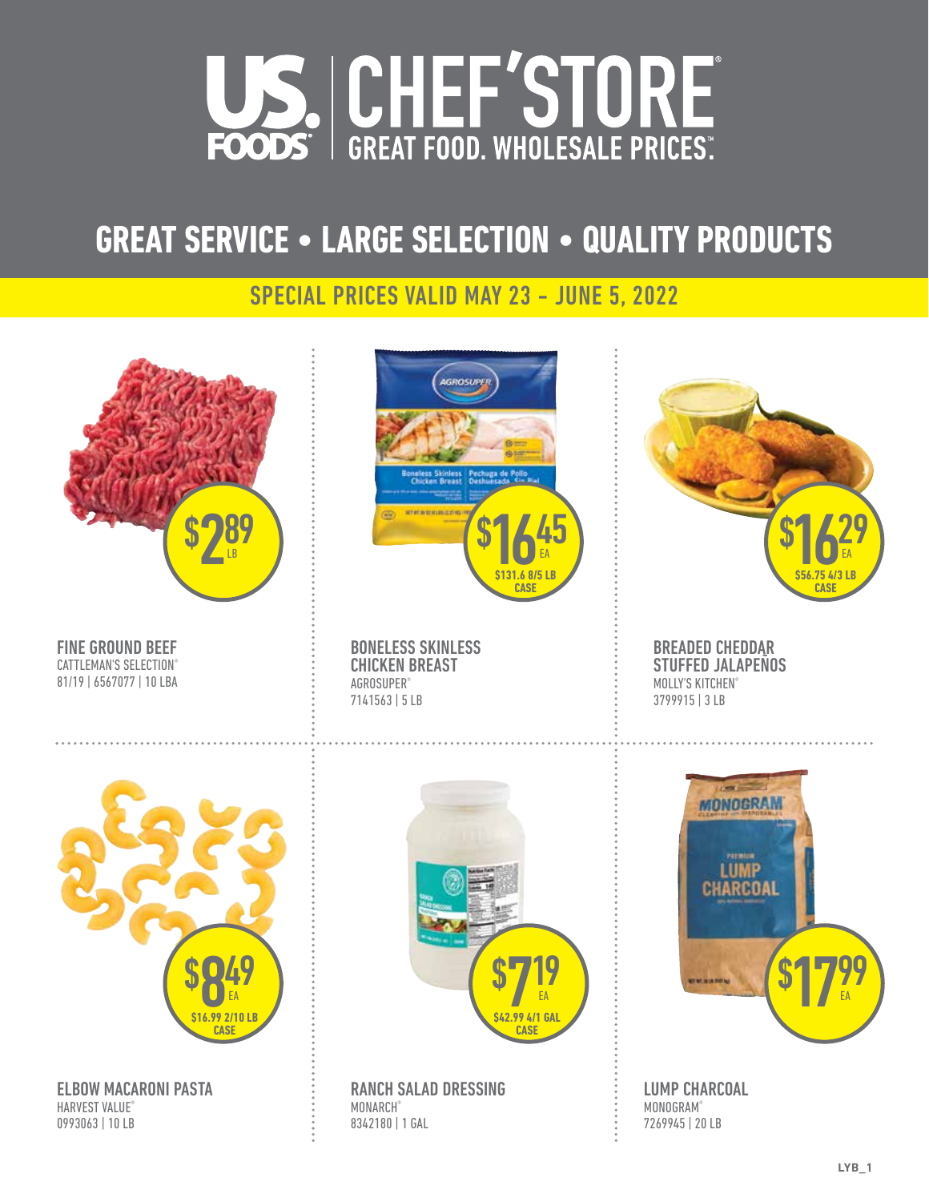# US FOODS | CHEF'STORE

GREAT FOOD. WHOLESALE PRICES.™

## GREAT SERVICE • LARGE SELECTION • QUALITY PRODUCTS

### SPECIAL PRICES VALID MAY 23 - JUNE 5, 2022

**$2.89 LB**

**FINE GROUND BEEF**
CATTLEMAN'S SELECTION®
81/19 | 6567077 | 10 LBA

**$16.45 EA**
$131.6 8/5 LB CASE

**BONELESS SKINLESS CHICKEN BREAST**
AGROSUPER®
7141563 | 5 LB

**$16.29 EA**
$56.75 4/3 LB CASE

**BREADED CHEDDAR STUFFED JALAPEÑOS**
MOLLY'S KITCHEN®
3799915 | 3 LB

**$8.49 EA**
$16.99 2/10 LB CASE

**ELBOW MACARONI PASTA**
HARVEST VALUE®
0993063 | 10 LB

**$7.19 EA**
$42.99 4/1 GAL CASE

**RANCH SALAD DRESSING**
MONARCH®
8342180 | 1 GAL

**$17.99 EA**

**LUMP CHARCOAL**
MONOGRAM®
7269945 | 20 LB

LYB_1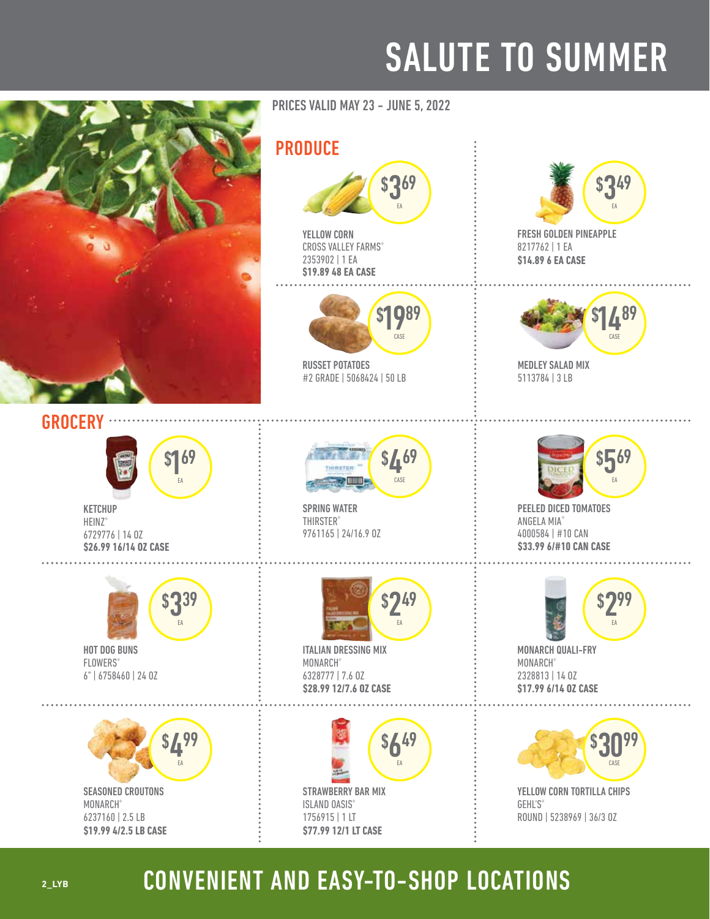# SALUTE TO SUMMER

PRICES VALID MAY 23 - JUNE 5, 2022

## PRODUCE

**$3.69 EA**
YELLOW CORN
CROSS VALLEY FARMS®
2353902 | 1 EA
**$19.89 48 EA CASE**

**$3.49 EA**
FRESH GOLDEN PINEAPPLE
8217762 | 1 EA
**$14.89 6 EA CASE**

**$19.89 CASE**
RUSSET POTATOES
#2 GRADE | 5068424 | 50 LB

**$14.89 CASE**
MEDLEY SALAD MIX
5113784 | 3 LB

## GROCERY

**$1.69 EA**
KETCHUP
HEINZ®
6729776 | 14 OZ
**$26.99 16/14 OZ CASE**

**$4.69 CASE**
SPRING WATER
THIRSTER®
9761165 | 24/16.9 OZ

**$5.69 EA**
PEELED DICED TOMATOES
ANGELA MIA®
4000584 | #10 CAN
**$33.99 6/#10 CAN CASE**

**$3.39 EA**
HOT DOG BUNS
FLOWERS®
6" | 6758460 | 24 OZ

**$2.49 EA**
ITALIAN DRESSING MIX
MONARCH®
6328777 | 7.6 OZ
**$28.99 12/7.6 OZ CASE**

**$2.99 EA**
MONARCH QUALI-FRY
MONARCH®
2328813 | 14 OZ
**$17.99 6/14 OZ CASE**

**$4.99 EA**
SEASONED CROUTONS
MONARCH®
6237160 | 2.5 LB
**$19.99 4/2.5 LB CASE**

**$6.49 EA**
STRAWBERRY BAR MIX
ISLAND OASIS®
1756915 | 1 LT
**$77.99 12/1 LT CASE**

**$30.99 CASE**
YELLOW CORN TORTILLA CHIPS
GEHL'S®
ROUND | 5238969 | 36/3 OZ

## CONVENIENT AND EASY-TO-SHOP LOCATIONS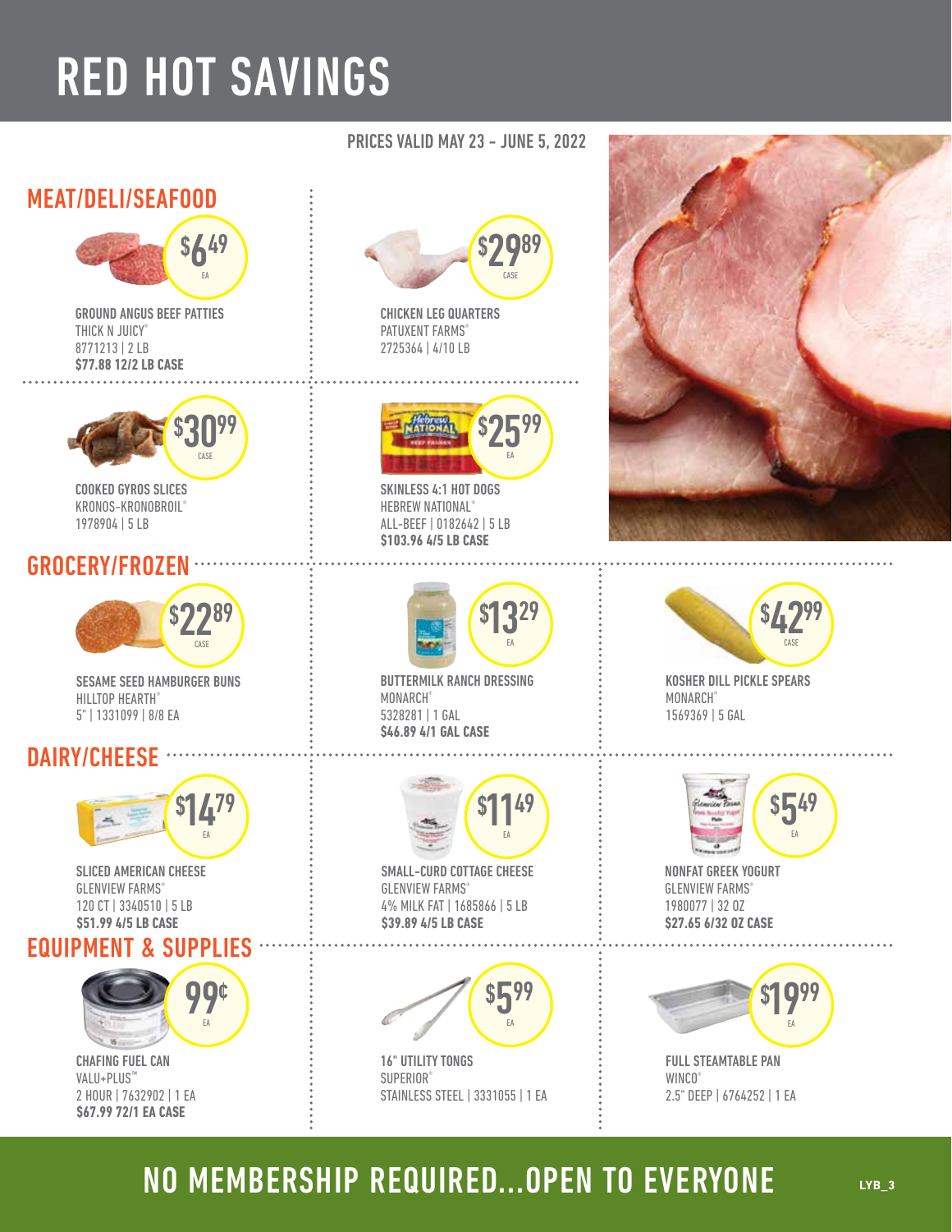# RED HOT SAVINGS

PRICES VALID MAY 23 - JUNE 5, 2022

## MEAT/DELI/SEAFOOD

**$6.49 EA**
**GROUND ANGUS BEEF PATTIES**
THICK N JUICY®
8771213 | 2 LB
**$77.88 12/2 LB CASE**

**$29.89 CASE**
**CHICKEN LEG QUARTERS**
PATUXENT FARMS®
2725364 | 4/10 LB

**$30.99 CASE**
**COOKED GYROS SLICES**
KRONOS-KRONOBROIL®
1978904 | 5 LB

**$25.99 EA**
**SKINLESS 4:1 HOT DOGS**
HEBREW NATIONAL®
ALL-BEEF | 0182642 | 5 LB
**$103.96 4/5 LB CASE**

## GROCERY/FROZEN

**$22.89 CASE**
**SESAME SEED HAMBURGER BUNS**
HILLTOP HEARTH®
5" | 1331099 | 8/8 EA

**$13.29 EA**
**BUTTERMILK RANCH DRESSING**
MONARCH®
5328281 | 1 GAL
**$46.89 4/1 GAL CASE**

**$42.99 CASE**
**KOSHER DILL PICKLE SPEARS**
MONARCH®
1569369 | 5 GAL

## DAIRY/CHEESE

**$14.79 EA**
**SLICED AMERICAN CHEESE**
GLENVIEW FARMS®
120 CT | 3340510 | 5 LB
**$51.99 4/5 LB CASE**

**$11.49 EA**
**SMALL-CURD COTTAGE CHEESE**
GLENVIEW FARMS®
4% MILK FAT | 1685866 | 5 LB
**$39.89 4/5 LB CASE**

**$5.49 EA**
**NONFAT GREEK YOGURT**
GLENVIEW FARMS®
1980077 | 32 OZ
**$27.65 6/32 OZ CASE**

## EQUIPMENT & SUPPLIES

**99¢ EA**
**CHAFING FUEL CAN**
VALU+PLUS™
2 HOUR | 7632902 | 1 EA
**$67.99 72/1 EA CASE**

**$5.99 EA**
**16" UTILITY TONGS**
SUPERIOR®
STAINLESS STEEL | 3331055 | 1 EA

**$19.99 EA**
**FULL STEAMTABLE PAN**
WINCO®
2.5" DEEP | 6764252 | 1 EA

## NO MEMBERSHIP REQUIRED...OPEN TO EVERYONE

LYB_3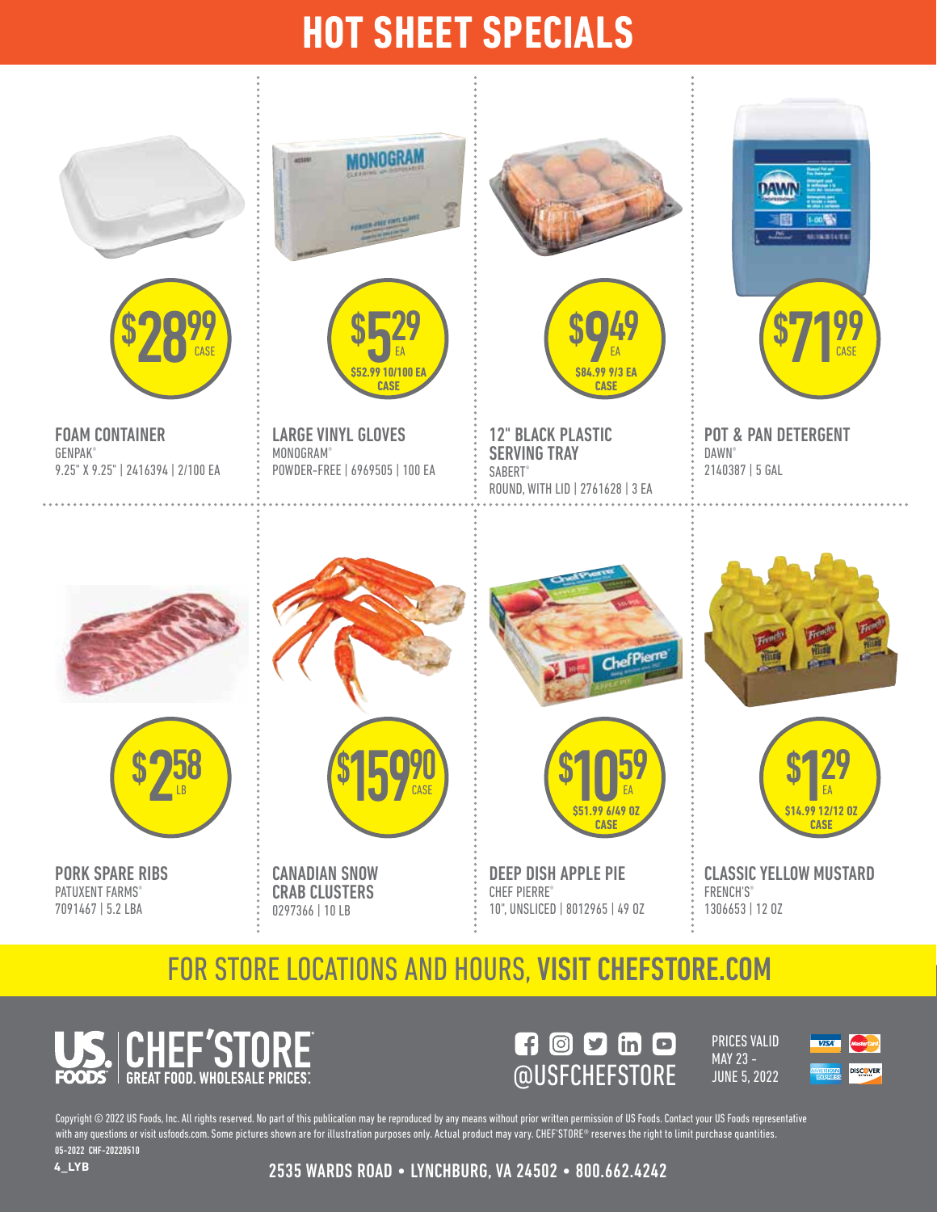# HOT SHEET SPECIALS

$28.99 CASE

**FOAM CONTAINER**
GENPAK®
9.25" X 9.25" | 2416394 | 2/100 EA

$5.29 EA
$52.99 10/100 EA CASE

**LARGE VINYL GLOVES**
MONOGRAM®
POWDER-FREE | 6969505 | 100 EA

$9.49 EA
$84.99 9/3 EA CASE

**12" BLACK PLASTIC SERVING TRAY**
SABERT®
ROUND, WITH LID | 2761628 | 3 EA

$71.99 CASE

**POT & PAN DETERGENT**
DAWN®
2140387 | 5 GAL

$2.58 LB

**PORK SPARE RIBS**
PATUXENT FARMS®
7091467 | 5.2 LBA

$159.90 CASE

**CANADIAN SNOW CRAB CLUSTERS**
0297366 | 10 LB

$10.59 EA
$51.99 6/49 OZ CASE

**DEEP DISH APPLE PIE**
CHEF PIERRE®
10", UNSLICED | 8012965 | 49 OZ

$1.29 EA
$14.99 12/12 OZ CASE

**CLASSIC YELLOW MUSTARD**
FRENCH'S®
1306653 | 12 OZ

FOR STORE LOCATIONS AND HOURS, **VISIT CHEFSTORE.COM**

US FOODS | CHEF'STORE®
GREAT FOOD. WHOLESALE PRICES.®

@USFCHEFSTORE

PRICES VALID MAY 23 - JUNE 5, 2022

Copyright © 2022 US Foods, Inc. All rights reserved. No part of this publication may be reproduced by any means without prior written permission of US Foods. Contact your US Foods representative with any questions or visit usfoods.com. Some pictures shown are for illustration purposes only. Actual product may vary. CHEF'STORE® reserves the right to limit purchase quantities.
05-2022 CHF-20220510

4_LYB

2535 WARDS ROAD • LYNCHBURG, VA 24502 • 800.662.4242